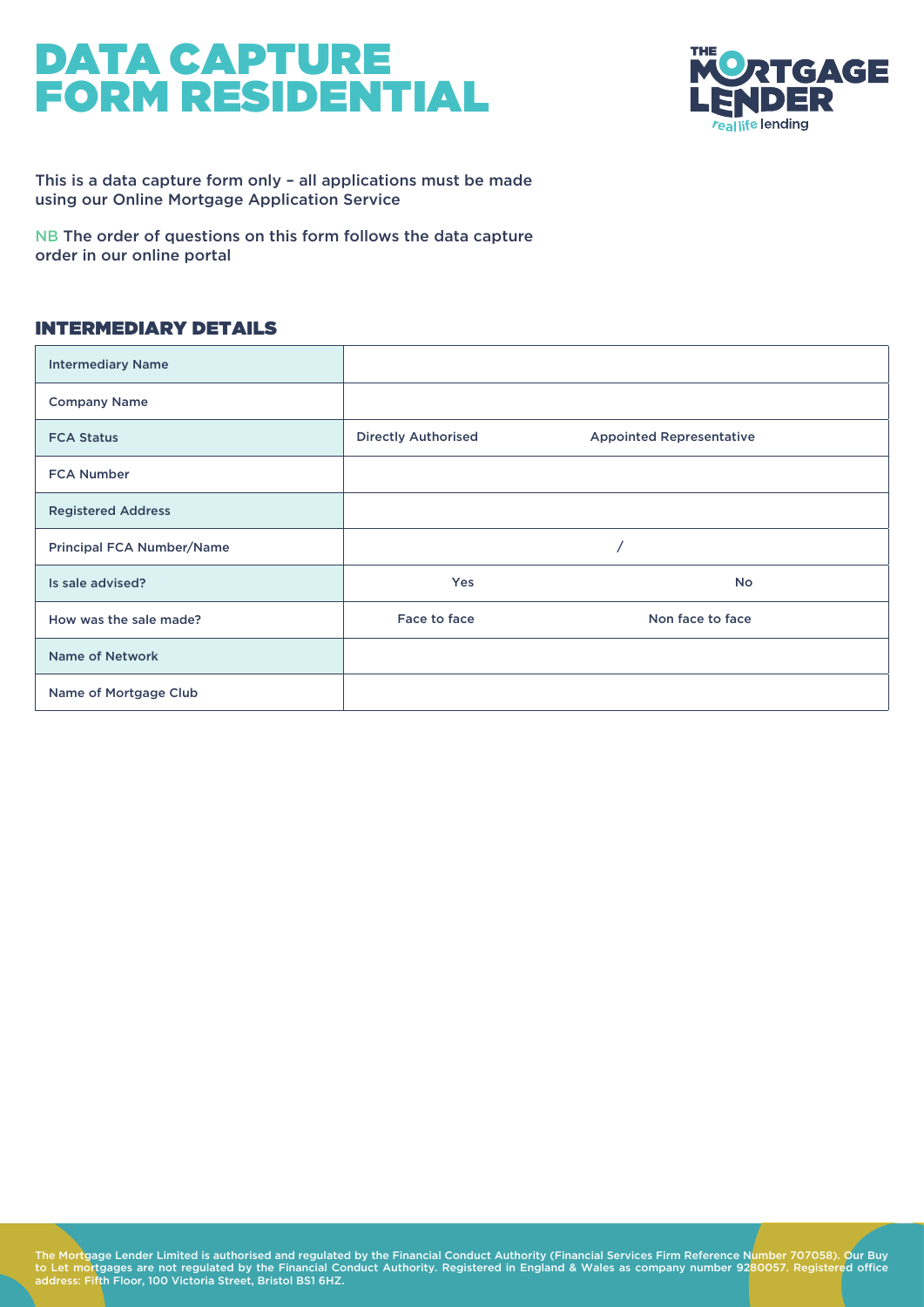# DATA CAPTURE FORM RESIDENTIAL

This is a data capture form only – all applications must be made using our Online Mortgage Application Service

NB The order of questions on this form follows the data capture order in our online portal

## INTERMEDIARY DETAILS

| | | |
|---|---|---|
| Intermediary Name | | |
| Company Name | | |
| FCA Status | Directly Authorised | Appointed Representative |
| FCA Number | | |
| Registered Address | | |
| Principal FCA Number/Name | / | |
| Is sale advised? | Yes | No |
| How was the sale made? | Face to face | Non face to face |
| Name of Network | | |
| Name of Mortgage Club | | |

The Mortgage Lender Limited is authorised and regulated by the Financial Conduct Authority (Financial Services Firm Reference Number 707058). Our Buy to Let mortgages are not regulated by the Financial Conduct Authority. Registered in England & Wales as company number 9280057. Registered office address: Fifth Floor, 100 Victoria Street, Bristol BS1 6HZ.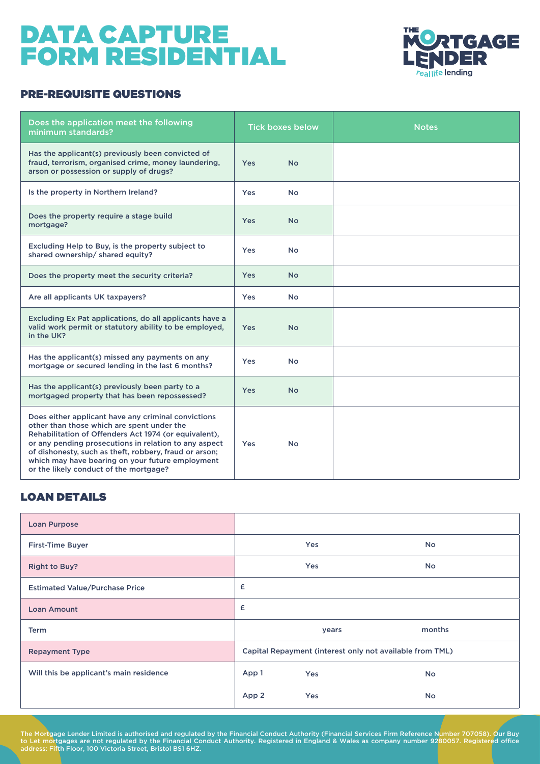# DATA CAPTURE FORM RESIDENTIAL

THE MORTGAGE LENDER
real life lending

## PRE-REQUISITE QUESTIONS

| Does the application meet the following minimum standards? | Tick boxes below | Notes |
|---|---|---|
| Has the applicant(s) previously been convicted of fraud, terrorism, organised crime, money laundering, arson or possession or supply of drugs? | Yes No | |
| Is the property in Northern Ireland? | Yes No | |
| Does the property require a stage build mortgage? | Yes No | |
| Excluding Help to Buy, is the property subject to shared ownership/ shared equity? | Yes No | |
| Does the property meet the security criteria? | Yes No | |
| Are all applicants UK taxpayers? | Yes No | |
| Excluding Ex Pat applications, do all applicants have a valid work permit or statutory ability to be employed, in the UK? | Yes No | |
| Has the applicant(s) missed any payments on any mortgage or secured lending in the last 6 months? | Yes No | |
| Has the applicant(s) previously been party to a mortgaged property that has been repossessed? | Yes No | |
| Does either applicant have any criminal convictions other than those which are spent under the Rehabilitation of Offenders Act 1974 (or equivalent), or any pending prosecutions in relation to any aspect of dishonesty, such as theft, robbery, fraud or arson; which may have bearing on your future employment or the likely conduct of the mortgage? | Yes No | |

## LOAN DETAILS

| | | | |
|---|---|---|---|
| Loan Purpose | | | |
| First-Time Buyer | | Yes | No |
| Right to Buy? | | Yes | No |
| Estimated Value/Purchase Price | £ | | |
| Loan Amount | £ | | |
| Term | | years | months |
| Repayment Type | Capital Repayment (interest only not available from TML) | | |
| Will this be applicant's main residence | App 1 | Yes | No |
| | App 2 | Yes | No |

The Mortgage Lender Limited is authorised and regulated by the Financial Conduct Authority (Financial Services Firm Reference Number 707058). Our Buy to Let mortgages are not regulated by the Financial Conduct Authority. Registered in England & Wales as company number 9280057. Registered office address: Fifth Floor, 100 Victoria Street, Bristol BS1 6HZ.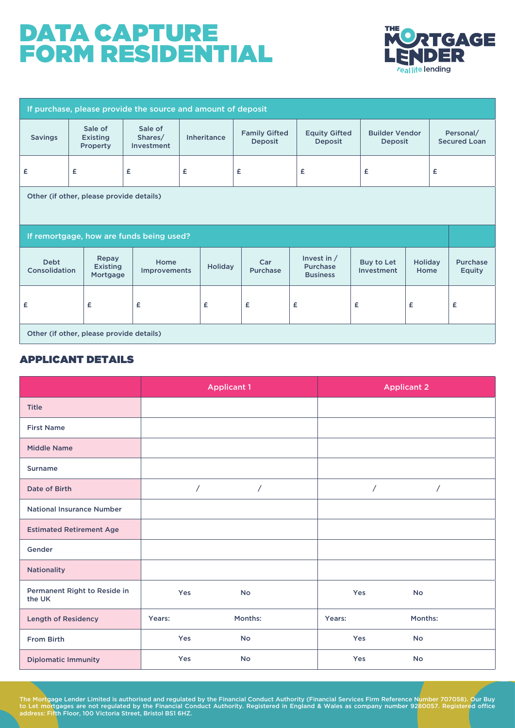# DATA CAPTURE FORM RESIDENTIAL

| If purchase, please provide the source and amount of deposit | | | | | | | |
|---|---|---|---|---|---|---|---|
| Savings | Sale of Existing Property | Sale of Shares/ Investment | Inheritance | Family Gifted Deposit | Equity Gifted Deposit | Builder Vendor Deposit | Personal/ Secured Loan |
| £ | £ | £ | £ | £ | £ | £ | £ |
| Other (if other, please provide details) | | | | | | | |

| If remortgage, how are funds being used? | | | | | | | | |
|---|---|---|---|---|---|---|---|---|
| Debt Consolidation | Repay Existing Mortgage | Home Improvements | Holiday | Car Purchase | Invest in / Purchase Business | Buy to Let Investment | Holiday Home | Purchase Equity |
| £ | £ | £ | £ | £ | £ | £ | £ | £ |
| Other (if other, please provide details) | | | | | | | | |

## APPLICANT DETAILS

| | Applicant 1 | Applicant 2 |
|---|---|---|
| Title | | |
| First Name | | |
| Middle Name | | |
| Surname | | |
| Date of Birth | / / | / / |
| National Insurance Number | | |
| Estimated Retirement Age | | |
| Gender | | |
| Nationality | | |
| Permanent Right to Reside in the UK | Yes No | Yes No |
| Length of Residency | Years: Months: | Years: Months: |
| From Birth | Yes No | Yes No |
| Diplomatic Immunity | Yes No | Yes No |

The Mortgage Lender Limited is authorised and regulated by the Financial Conduct Authority (Financial Services Firm Reference Number 707058). Our Buy to Let mortgages are not regulated by the Financial Conduct Authority. Registered in England & Wales as company number 9280057. Registered office address: Fifth Floor, 100 Victoria Street, Bristol BS1 6HZ.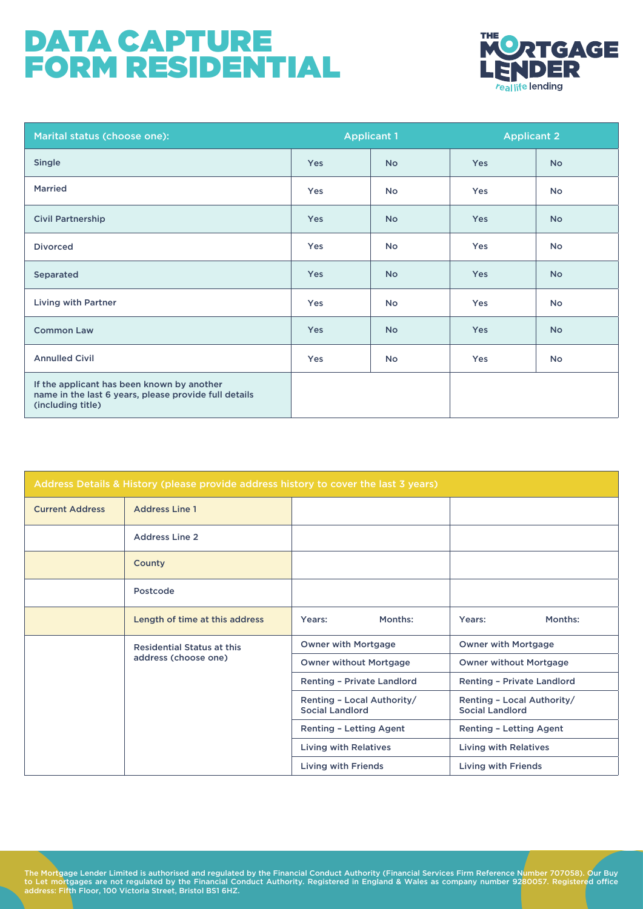# DATA CAPTURE FORM RESIDENTIAL

| Marital status (choose one): | Applicant 1 | | Applicant 2 | |
|---|---|---|---|---|
| Single | Yes | No | Yes | No |
| Married | Yes | No | Yes | No |
| Civil Partnership | Yes | No | Yes | No |
| Divorced | Yes | No | Yes | No |
| Separated | Yes | No | Yes | No |
| Living with Partner | Yes | No | Yes | No |
| Common Law | Yes | No | Yes | No |
| Annulled Civil | Yes | No | Yes | No |
| If the applicant has been known by another name in the last 6 years, please provide full details (including title) | | | | |

| Address Details & History (please provide address history to cover the last 3 years) | | | |
|---|---|---|---|
| Current Address | Address Line 1 | | |
| | Address Line 2 | | |
| | County | | |
| | Postcode | | |
| | Length of time at this address | Years: Months: | Years: Months: |
| | Residential Status at this address (choose one) | Owner with Mortgage | Owner with Mortgage |
| | | Owner without Mortgage | Owner without Mortgage |
| | | Renting – Private Landlord | Renting – Private Landlord |
| | | Renting – Local Authority/ Social Landlord | Renting – Local Authority/ Social Landlord |
| | | Renting – Letting Agent | Renting – Letting Agent |
| | | Living with Relatives | Living with Relatives |
| | | Living with Friends | Living with Friends |

The Mortgage Lender Limited is authorised and regulated by the Financial Conduct Authority (Financial Services Firm Reference Number 707058). Our Buy to Let mortgages are not regulated by the Financial Conduct Authority. Registered in England & Wales as company number 9280057. Registered office address: Fifth Floor, 100 Victoria Street, Bristol BS1 6HZ.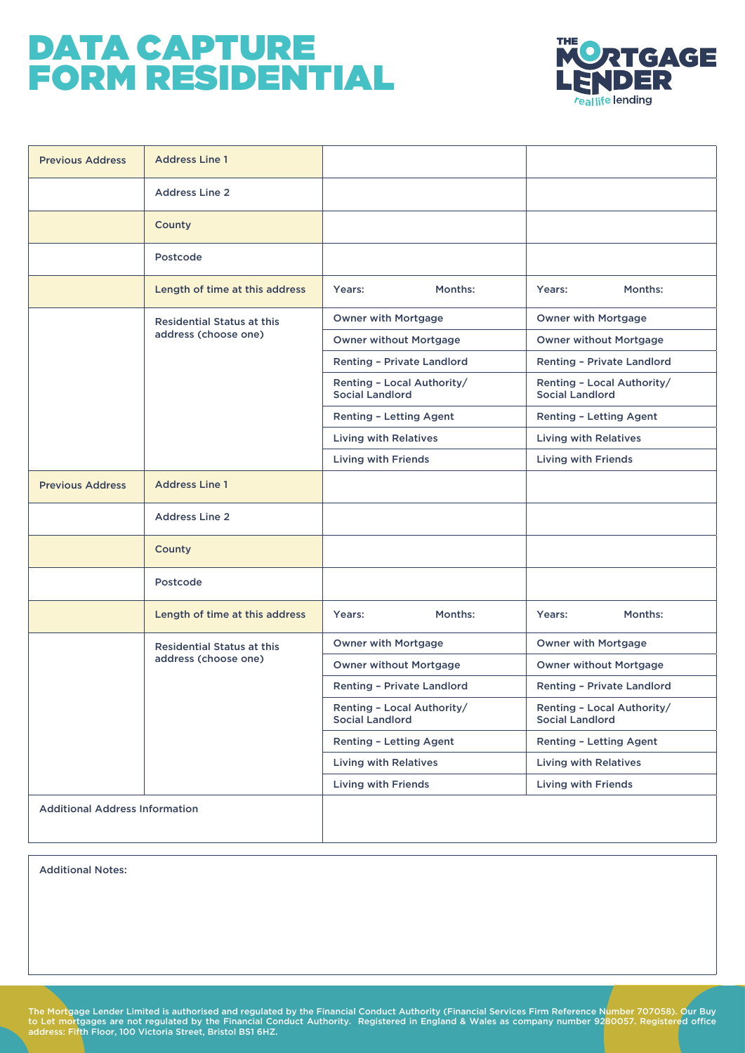# DATA CAPTURE FORM RESIDENTIAL

| | | | |
|---|---|---|---|
| Previous Address | Address Line 1 | | |
| | Address Line 2 | | |
| | County | | |
| | Postcode | | |
| | Length of time at this address | Years: Months: | Years: Months: |
| | Residential Status at this address (choose one) | Owner with Mortgage | Owner with Mortgage |
| | | Owner without Mortgage | Owner without Mortgage |
| | | Renting – Private Landlord | Renting – Private Landlord |
| | | Renting – Local Authority/ Social Landlord | Renting – Local Authority/ Social Landlord |
| | | Renting – Letting Agent | Renting – Letting Agent |
| | | Living with Relatives | Living with Relatives |
| | | Living with Friends | Living with Friends |
| Previous Address | Address Line 1 | | |
| | Address Line 2 | | |
| | County | | |
| | Postcode | | |
| | Length of time at this address | Years: Months: | Years: Months: |
| | Residential Status at this address (choose one) | Owner with Mortgage | Owner with Mortgage |
| | | Owner without Mortgage | Owner without Mortgage |
| | | Renting – Private Landlord | Renting – Private Landlord |
| | | Renting – Local Authority/ Social Landlord | Renting – Local Authority/ Social Landlord |
| | | Renting – Letting Agent | Renting – Letting Agent |
| | | Living with Relatives | Living with Relatives |
| | | Living with Friends | Living with Friends |
| Additional Address Information | | | |

Additional Notes:

The Mortgage Lender Limited is authorised and regulated by the Financial Conduct Authority (Financial Services Firm Reference Number 707058). Our Buy to Let mortgages are not regulated by the Financial Conduct Authority. Registered in England & Wales as company number 9280057. Registered office address: Fifth Floor, 100 Victoria Street, Bristol BS1 6HZ.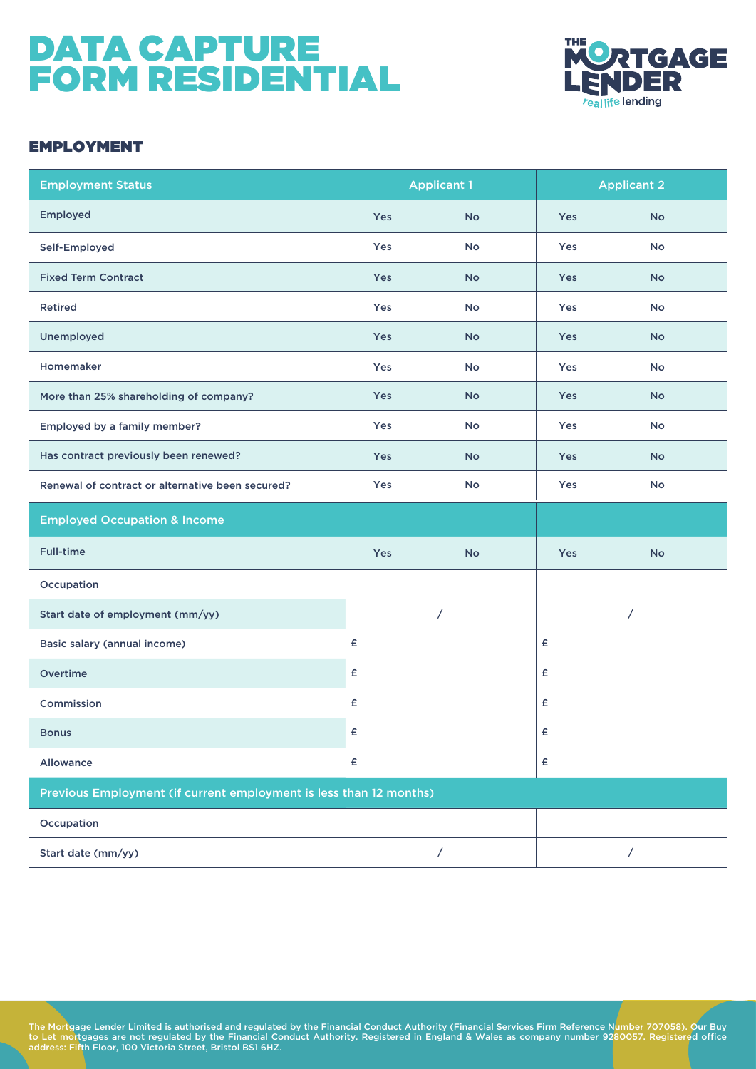# DATA CAPTURE FORM RESIDENTIAL

## EMPLOYMENT

| Employment Status | Applicant 1 | | Applicant 2 | |
|---|---|---|---|---|
| Employed | Yes | No | Yes | No |
| Self-Employed | Yes | No | Yes | No |
| Fixed Term Contract | Yes | No | Yes | No |
| Retired | Yes | No | Yes | No |
| Unemployed | Yes | No | Yes | No |
| Homemaker | Yes | No | Yes | No |
| More than 25% shareholding of company? | Yes | No | Yes | No |
| Employed by a family member? | Yes | No | Yes | No |
| Has contract previously been renewed? | Yes | No | Yes | No |
| Renewal of contract or alternative been secured? | Yes | No | Yes | No |
| **Employed Occupation & Income** | | | | |
| Full-time | Yes | No | Yes | No |
| Occupation | | | | |
| Start date of employment (mm/yy) | / | | / | |
| Basic salary (annual income) | £ | | £ | |
| Overtime | £ | | £ | |
| Commission | £ | | £ | |
| Bonus | £ | | £ | |
| Allowance | £ | | £ | |
| **Previous Employment (if current employment is less than 12 months)** | | | | |
| Occupation | | | | |
| Start date (mm/yy) | / | | / | |

The Mortgage Lender Limited is authorised and regulated by the Financial Conduct Authority (Financial Services Firm Reference Number 707058). Our Buy to Let mortgages are not regulated by the Financial Conduct Authority. Registered in England & Wales as company number 9280057. Registered office address: Fifth Floor, 100 Victoria Street, Bristol BS1 6HZ.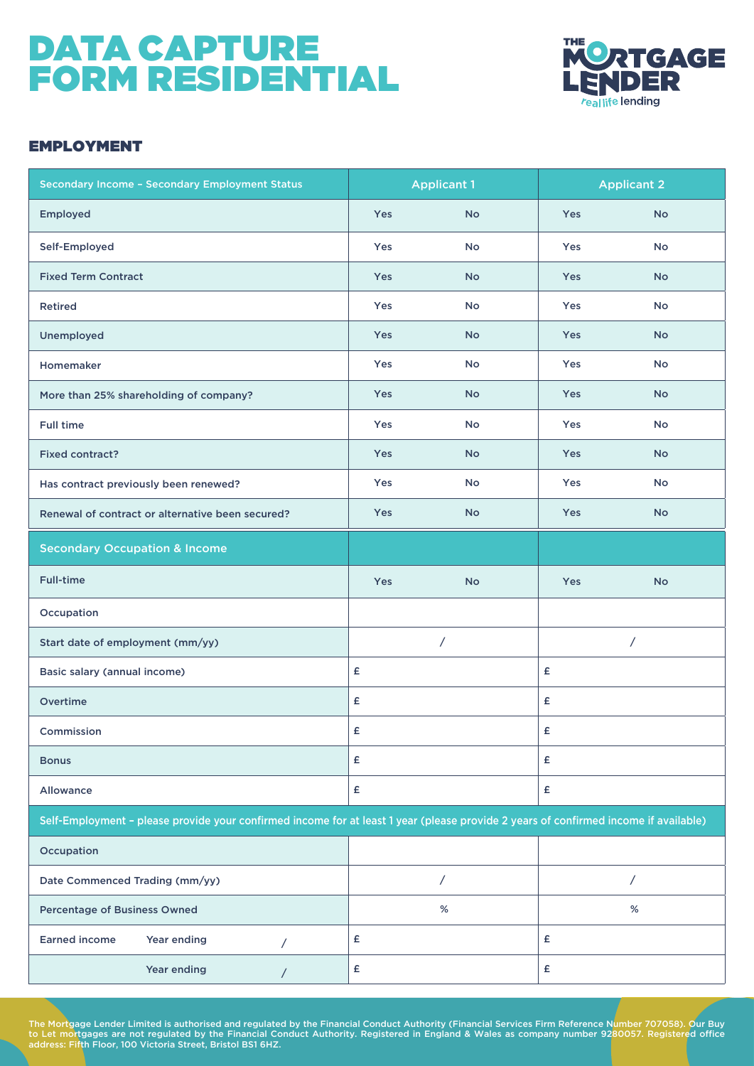# DATA CAPTURE FORM RESIDENTIAL

THE MORTGAGE LENDER
real life lending

## EMPLOYMENT

| Secondary Income – Secondary Employment Status | Applicant 1 | | Applicant 2 | |
|---|---|---|---|---|
| Employed | Yes | No | Yes | No |
| Self-Employed | Yes | No | Yes | No |
| Fixed Term Contract | Yes | No | Yes | No |
| Retired | Yes | No | Yes | No |
| Unemployed | Yes | No | Yes | No |
| Homemaker | Yes | No | Yes | No |
| More than 25% shareholding of company? | Yes | No | Yes | No |
| Full time | Yes | No | Yes | No |
| Fixed contract? | Yes | No | Yes | No |
| Has contract previously been renewed? | Yes | No | Yes | No |
| Renewal of contract or alternative been secured? | Yes | No | Yes | No |
| **Secondary Occupation & Income** | | | | |
| Full-time | Yes | No | Yes | No |
| Occupation | | | | |
| Start date of employment (mm/yy) | / | | / | |
| Basic salary (annual income) | £ | | £ | |
| Overtime | £ | | £ | |
| Commission | £ | | £ | |
| Bonus | £ | | £ | |
| Allowance | £ | | £ | |
| **Self-Employment – please provide your confirmed income for at least 1 year (please provide 2 years of confirmed income if available)** | | | | |
| Occupation | | | | |
| Date Commenced Trading (mm/yy) | / | | / | |
| Percentage of Business Owned | % | | % | |
| Earned income Year ending / | £ | | £ | |
| Year ending / | £ | | £ | |

The Mortgage Lender Limited is authorised and regulated by the Financial Conduct Authority (Financial Services Firm Reference Number 707058). Our Buy to Let mortgages are not regulated by the Financial Conduct Authority. Registered in England & Wales as company number 9280057. Registered office address: Fifth Floor, 100 Victoria Street, Bristol BS1 6HZ.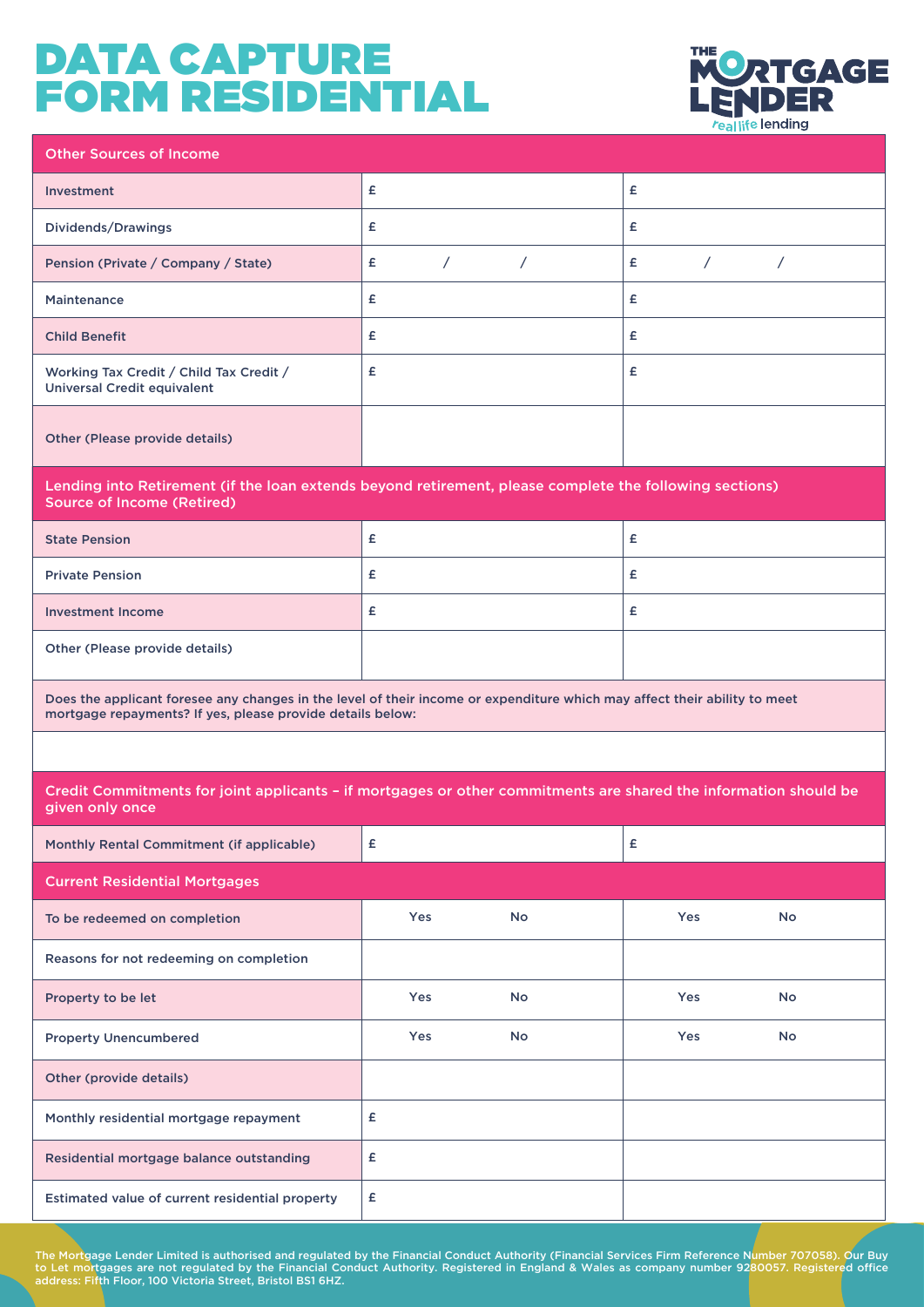# DATA CAPTURE FORM RESIDENTIAL

| Other Sources of Income | | |
|---|---|---|
| Investment | £ | £ |
| Dividends/Drawings | £ | £ |
| Pension (Private / Company / State) | £ / / | £ / / |
| Maintenance | £ | £ |
| Child Benefit | £ | £ |
| Working Tax Credit / Child Tax Credit / Universal Credit equivalent | £ | £ |
| Other (Please provide details) | | |

| Lending into Retirement (if the loan extends beyond retirement, please complete the following sections) Source of Income (Retired) | | |
|---|---|---|
| State Pension | £ | £ |
| Private Pension | £ | £ |
| Investment Income | £ | £ |
| Other (Please provide details) | | |

**Does the applicant foresee any changes in the level of their income or expenditure which may affect their ability to meet mortgage repayments? If yes, please provide details below:**

| Credit Commitments for joint applicants – if mortgages or other commitments are shared the information should be given only once | | |
|---|---|---|
| Monthly Rental Commitment (if applicable) | £ | £ |
| **Current Residential Mortgages** | | |
| To be redeemed on completion | Yes No | Yes No |
| Reasons for not redeeming on completion | | |
| Property to be let | Yes No | Yes No |
| Property Unencumbered | Yes No | Yes No |
| Other (provide details) | | |
| Monthly residential mortgage repayment | £ | |
| Residential mortgage balance outstanding | £ | |
| Estimated value of current residential property | £ | |

The Mortgage Lender Limited is authorised and regulated by the Financial Conduct Authority (Financial Services Firm Reference Number 707058). Our Buy to Let mortgages are not regulated by the Financial Conduct Authority. Registered in England & Wales as company number 9280057. Registered office address: Fifth Floor, 100 Victoria Street, Bristol BS1 6HZ.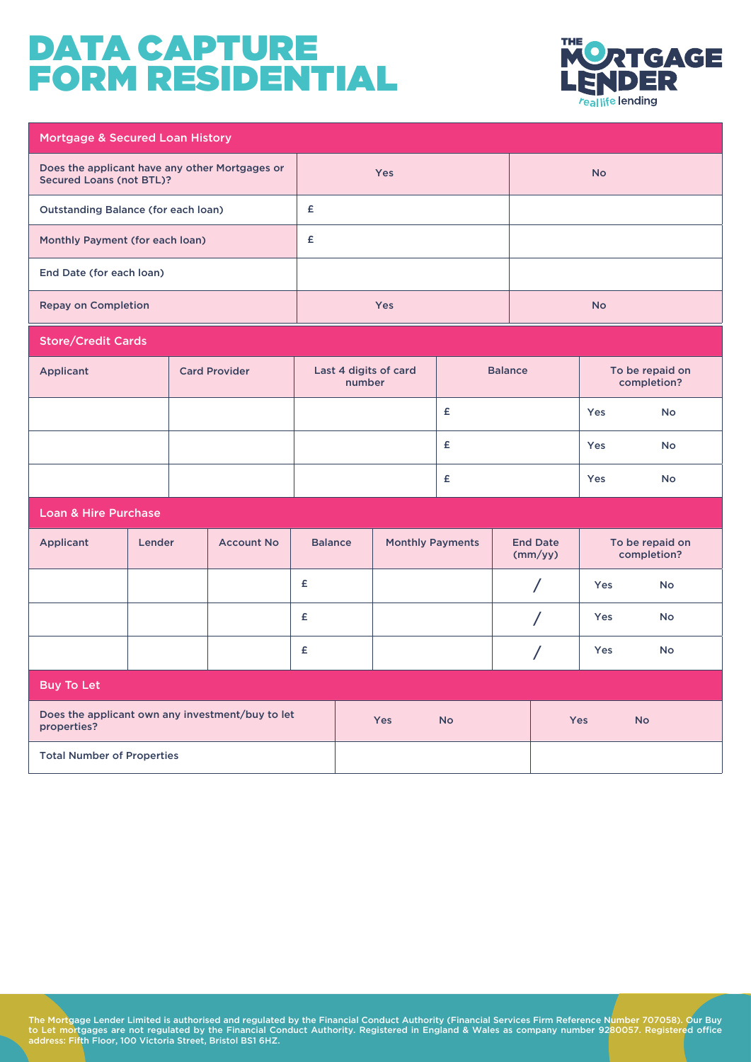# DATA CAPTURE FORM RESIDENTIAL

THE MORTGAGE LENDER
real life lending

| Mortgage & Secured Loan History | | |
|---|---|---|
| Does the applicant have any other Mortgages or Secured Loans (not BTL)? | Yes | No |
| Outstanding Balance (for each loan) | £ | |
| Monthly Payment (for each loan) | £ | |
| End Date (for each loan) | | |
| Repay on Completion | Yes | No |

| Store/Credit Cards | | | | |
|---|---|---|---|---|
| Applicant | Card Provider | Last 4 digits of card number | Balance | To be repaid on completion? |
| | | | £ | Yes No |
| | | | £ | Yes No |
| | | | £ | Yes No |

| Loan & Hire Purchase | | | | | | |
|---|---|---|---|---|---|---|
| Applicant | Lender | Account No | Balance | Monthly Payments | End Date (mm/yy) | To be repaid on completion? |
| | | | £ | | / | Yes No |
| | | | £ | | / | Yes No |
| | | | £ | | / | Yes No |

| Buy To Let | | |
|---|---|---|
| Does the applicant own any investment/buy to let properties? | Yes No | Yes No |
| Total Number of Properties | | |

The Mortgage Lender Limited is authorised and regulated by the Financial Conduct Authority (Financial Services Firm Reference Number 707058). Our Buy to Let mortgages are not regulated by the Financial Conduct Authority. Registered in England & Wales as company number 9280057. Registered office address: Fifth Floor, 100 Victoria Street, Bristol BS1 6HZ.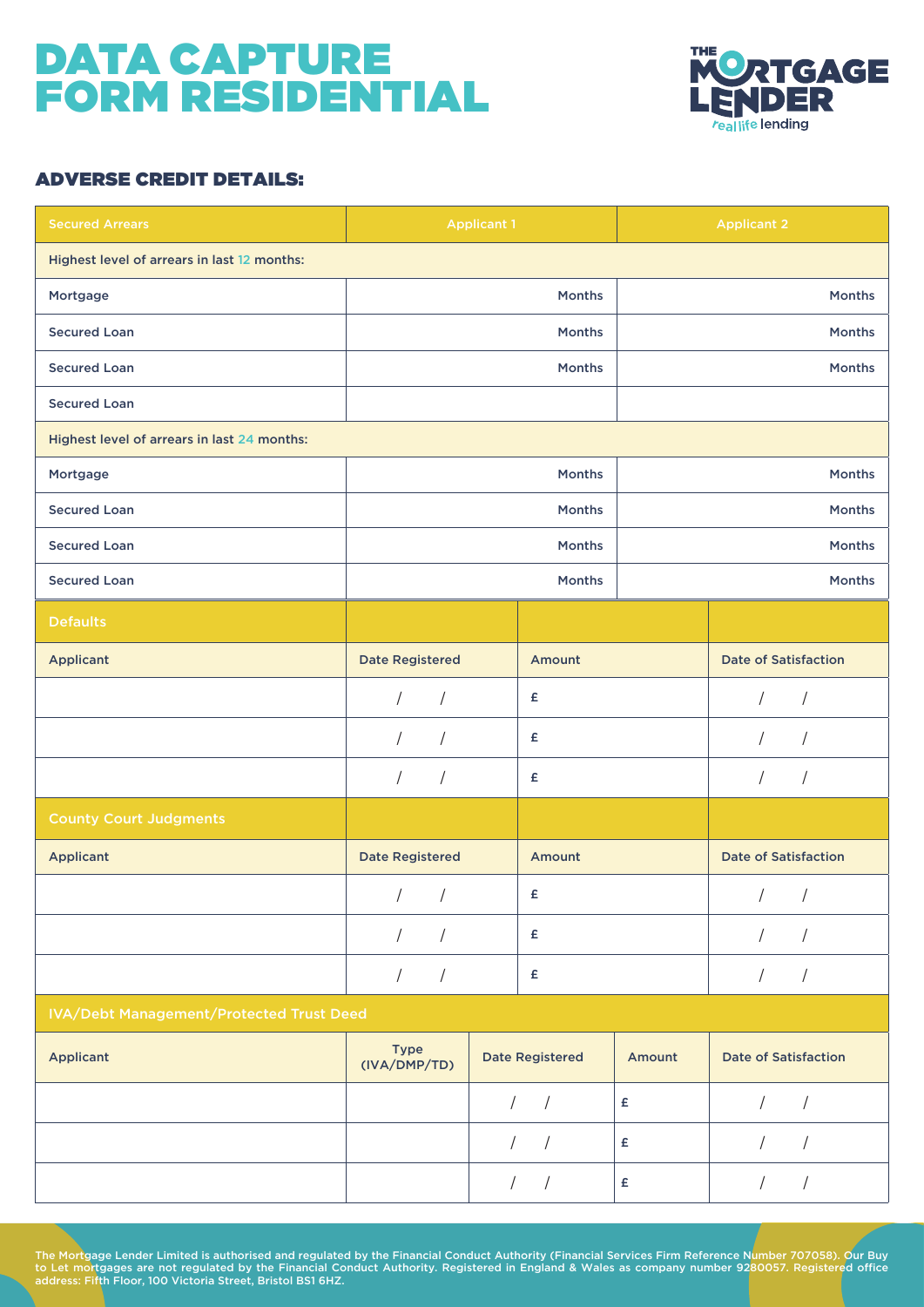# DATA CAPTURE FORM RESIDENTIAL

THE MORTGAGE LENDER
real life lending

## ADVERSE CREDIT DETAILS:

| Secured Arrears | Applicant 1 | Applicant 2 |
|---|---|---|
| Highest level of arrears in last 12 months: | | |
| Mortgage | Months | Months |
| Secured Loan | Months | Months |
| Secured Loan | Months | Months |
| Secured Loan | | |
| Highest level of arrears in last 24 months: | | |
| Mortgage | Months | Months |
| Secured Loan | Months | Months |
| Secured Loan | Months | Months |
| Secured Loan | Months | Months |

| Defaults | | | |
|---|---|---|---|
| Applicant | Date Registered | Amount | Date of Satisfaction |
| | / / | £ | / / |
| | / / | £ | / / |
| | / / | £ | / / |

| County Court Judgments | | | |
|---|---|---|---|
| Applicant | Date Registered | Amount | Date of Satisfaction |
| | / / | £ | / / |
| | / / | £ | / / |
| | / / | £ | / / |

| IVA/Debt Management/Protected Trust Deed | | | | |
|---|---|---|---|---|
| Applicant | Type (IVA/DMP/TD) | Date Registered | Amount | Date of Satisfaction |
| | | / / | £ | / / |
| | | / / | £ | / / |
| | | / / | £ | / / |

The Mortgage Lender Limited is authorised and regulated by the Financial Conduct Authority (Financial Services Firm Reference Number 707058). Our Buy to Let mortgages are not regulated by the Financial Conduct Authority. Registered in England & Wales as company number 9280057. Registered office address: Fifth Floor, 100 Victoria Street, Bristol BS1 6HZ.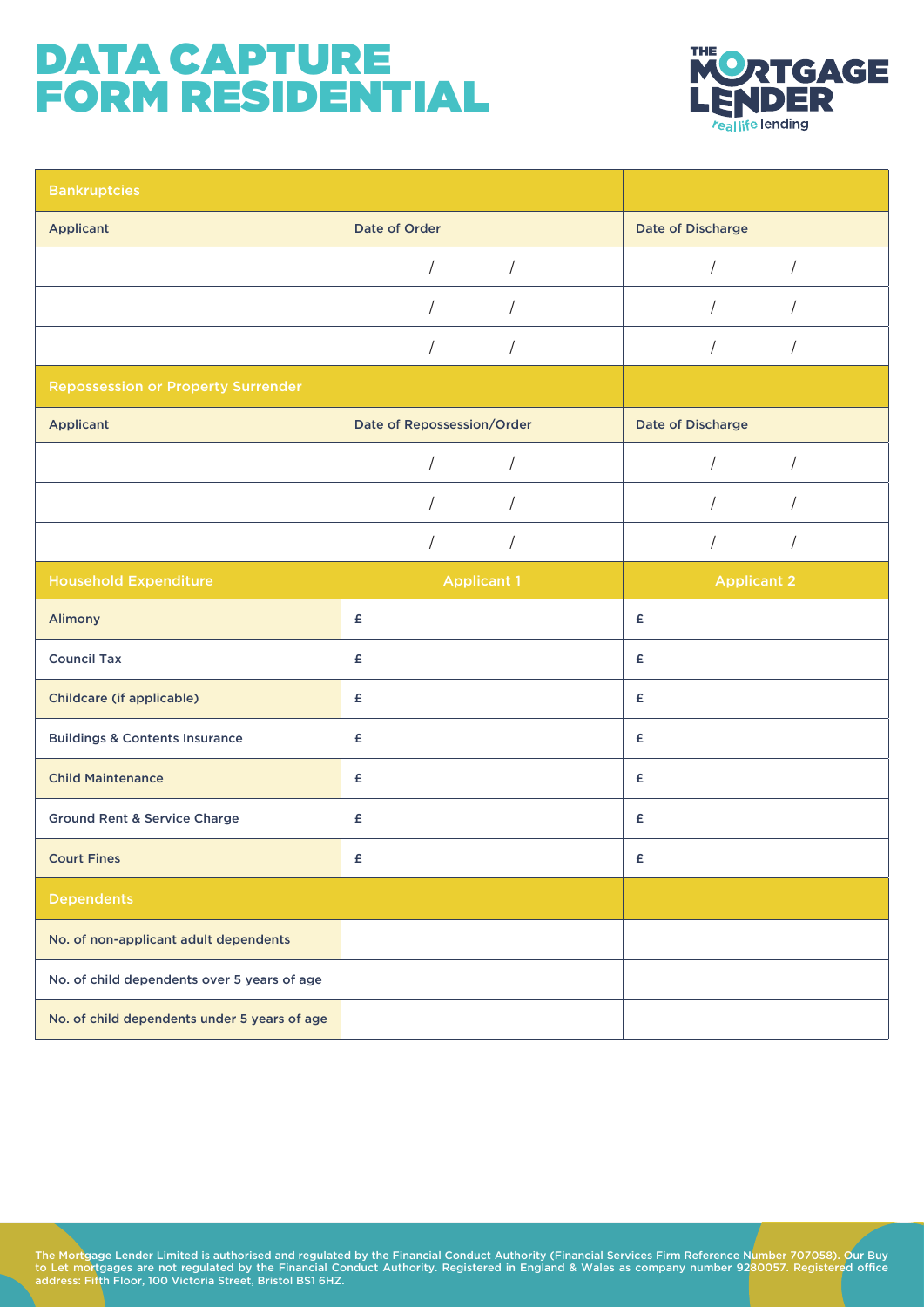# DATA CAPTURE FORM RESIDENTIAL

THE MORTGAGE LENDER
real life lending

| Bankruptcies | | |
|---|---|---|
| Applicant | Date of Order | Date of Discharge |
| | / / | / / |
| | / / | / / |
| | / / | / / |
| **Repossession or Property Surrender** | | |
| Applicant | Date of Repossession/Order | Date of Discharge |
| | / / | / / |
| | / / | / / |
| | / / | / / |
| **Household Expenditure** | **Applicant 1** | **Applicant 2** |
| Alimony | £ | £ |
| Council Tax | £ | £ |
| Childcare (if applicable) | £ | £ |
| Buildings & Contents Insurance | £ | £ |
| Child Maintenance | £ | £ |
| Ground Rent & Service Charge | £ | £ |
| Court Fines | £ | £ |
| **Dependents** | | |
| No. of non-applicant adult dependents | | |
| No. of child dependents over 5 years of age | | |
| No. of child dependents under 5 years of age | | |

The Mortgage Lender Limited is authorised and regulated by the Financial Conduct Authority (Financial Services Firm Reference Number 707058). Our Buy to Let mortgages are not regulated by the Financial Conduct Authority. Registered in England & Wales as company number 9280057. Registered office address: Fifth Floor, 100 Victoria Street, Bristol BS1 6HZ.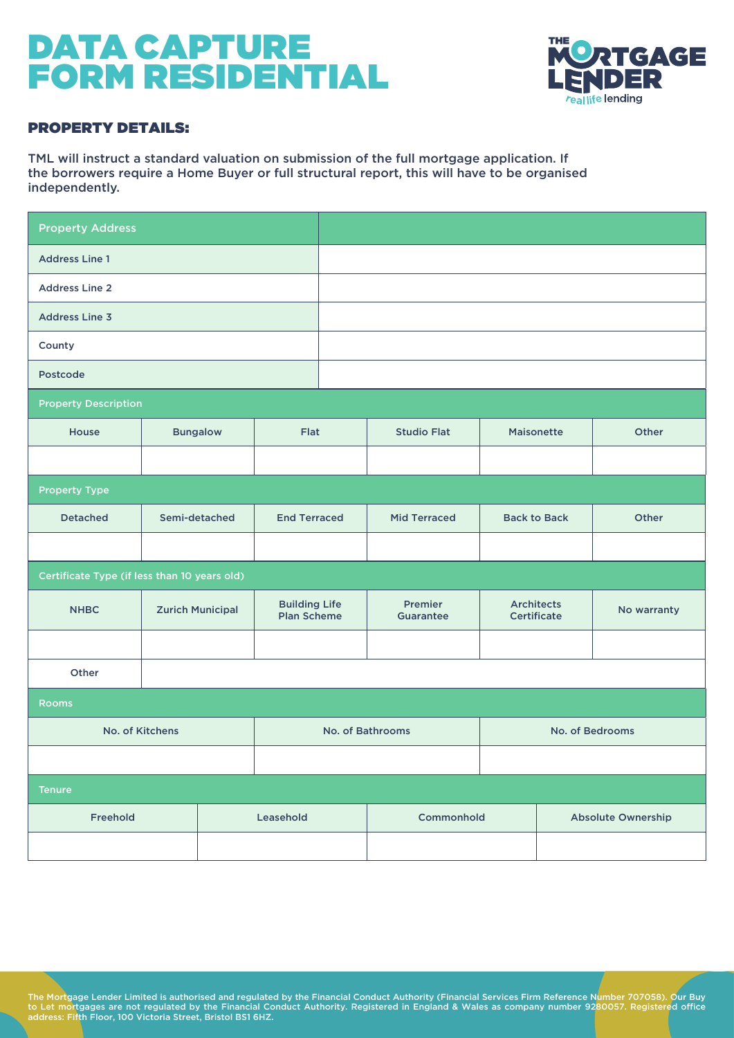# DATA CAPTURE FORM RESIDENTIAL

THE MORTGAGE LENDER
real life lending

## PROPERTY DETAILS:

TML will instruct a standard valuation on submission of the full mortgage application. If the borrowers require a Home Buyer or full structural report, this will have to be organised independently.

| Property Address | |
|---|---|
| Address Line 1 | |
| Address Line 2 | |
| Address Line 3 | |
| County | |
| Postcode | |

**Property Description**

| House | Bungalow | Flat | Studio Flat | Maisonette | Other |
|---|---|---|---|---|---|
| | | | | | |

**Property Type**

| Detached | Semi-detached | End Terraced | Mid Terraced | Back to Back | Other |
|---|---|---|---|---|---|
| | | | | | |

**Certificate Type (if less than 10 years old)**

| NHBC | Zurich Municipal | Building Life Plan Scheme | Premier Guarantee | Architects Certificate | No warranty |
|---|---|---|---|---|---|
| | | | | | |
| Other | | | | | |

**Rooms**

| No. of Kitchens | No. of Bathrooms | No. of Bedrooms |
|---|---|---|
| | | |

**Tenure**

| Freehold | Leasehold | Commonhold | Absolute Ownership |
|---|---|---|---|
| | | | |

The Mortgage Lender Limited is authorised and regulated by the Financial Conduct Authority (Financial Services Firm Reference Number 707058). Our Buy to Let mortgages are not regulated by the Financial Conduct Authority. Registered in England & Wales as company number 9280057. Registered office address: Fifth Floor, 100 Victoria Street, Bristol BS1 6HZ.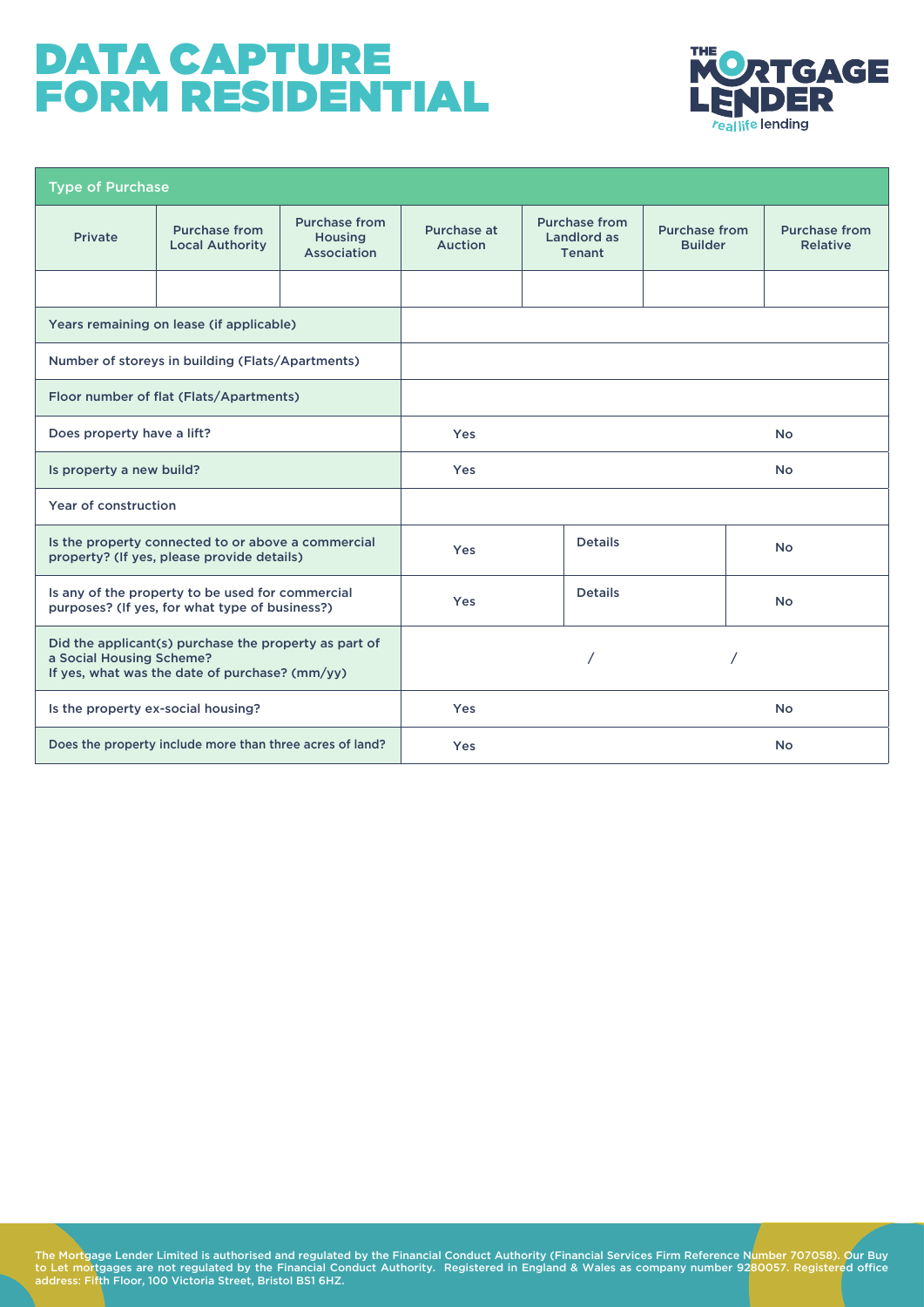# DATA CAPTURE FORM RESIDENTIAL

| Type of Purchase | | | | | | |
|---|---|---|---|---|---|---|
| Private | Purchase from Local Authority | Purchase from Housing Association | Purchase at Auction | Purchase from Landlord as Tenant | Purchase from Builder | Purchase from Relative |
| | | | | | | |

| | | | |
|---|---|---|---|
| Years remaining on lease (if applicable) | | | |
| Number of storeys in building (Flats/Apartments) | | | |
| Floor number of flat (Flats/Apartments) | | | |
| Does property have a lift? | Yes | | No |
| Is property a new build? | Yes | | No |
| Year of construction | | | |
| Is the property connected to or above a commercial property? (If yes, please provide details) | Yes | Details | No |
| Is any of the property to be used for commercial purposes? (If yes, for what type of business?) | Yes | Details | No |
| Did the applicant(s) purchase the property as part of a Social Housing Scheme? If yes, what was the date of purchase? (mm/yy) | / | / | |
| Is the property ex-social housing? | Yes | | No |
| Does the property include more than three acres of land? | Yes | | No |

The Mortgage Lender Limited is authorised and regulated by the Financial Conduct Authority (Financial Services Firm Reference Number 707058). Our Buy to Let mortgages are not regulated by the Financial Conduct Authority. Registered in England & Wales as company number 9280057. Registered office address: Fifth Floor, 100 Victoria Street, Bristol BS1 6HZ.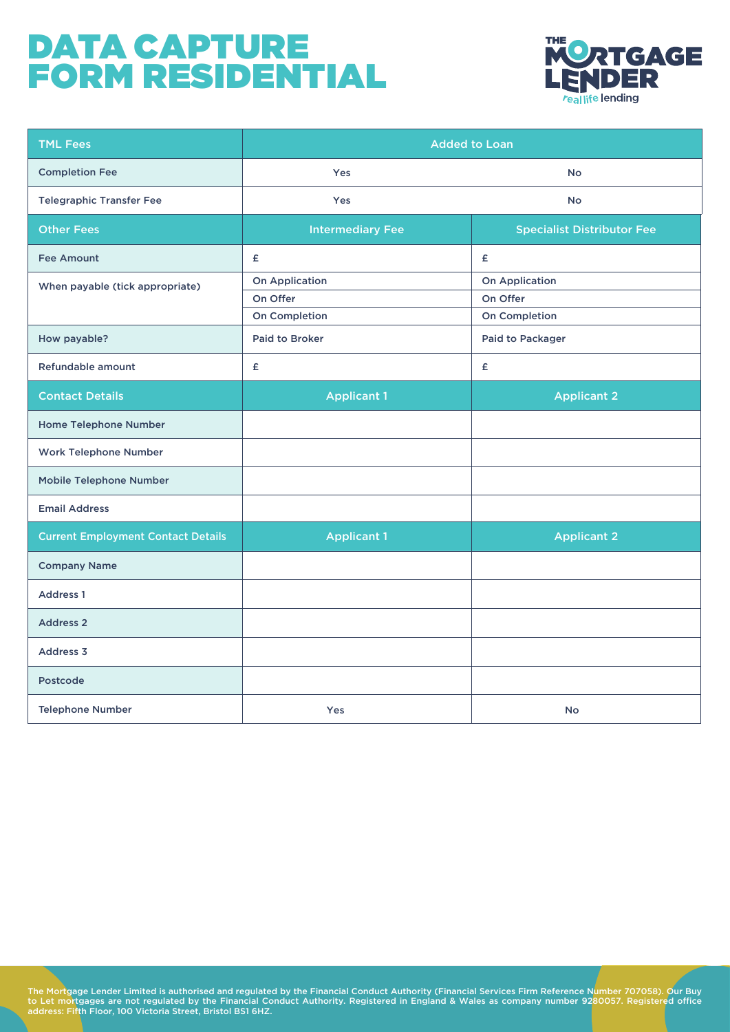# DATA CAPTURE FORM RESIDENTIAL

| TML Fees | Added to Loan | |
|---|---|---|
| Completion Fee | Yes | No |
| Telegraphic Transfer Fee | Yes | No |

| Other Fees | Intermediary Fee | Specialist Distributor Fee |
|---|---|---|
| Fee Amount | £ | £ |
| When payable (tick appropriate) | On Application | On Application |
| | On Offer | On Offer |
| | On Completion | On Completion |
| How payable? | Paid to Broker | Paid to Packager |
| Refundable amount | £ | £ |

| Contact Details | Applicant 1 | Applicant 2 |
|---|---|---|
| Home Telephone Number | | |
| Work Telephone Number | | |
| Mobile Telephone Number | | |
| Email Address | | |

| Current Employment Contact Details | Applicant 1 | Applicant 2 |
|---|---|---|
| Company Name | | |
| Address 1 | | |
| Address 2 | | |
| Address 3 | | |
| Postcode | | |
| Telephone Number | Yes | No |

The Mortgage Lender Limited is authorised and regulated by the Financial Conduct Authority (Financial Services Firm Reference Number 707058). Our Buy to Let mortgages are not regulated by the Financial Conduct Authority. Registered in England & Wales as company number 9280057. Registered office address: Fifth Floor, 100 Victoria Street, Bristol BS1 6HZ.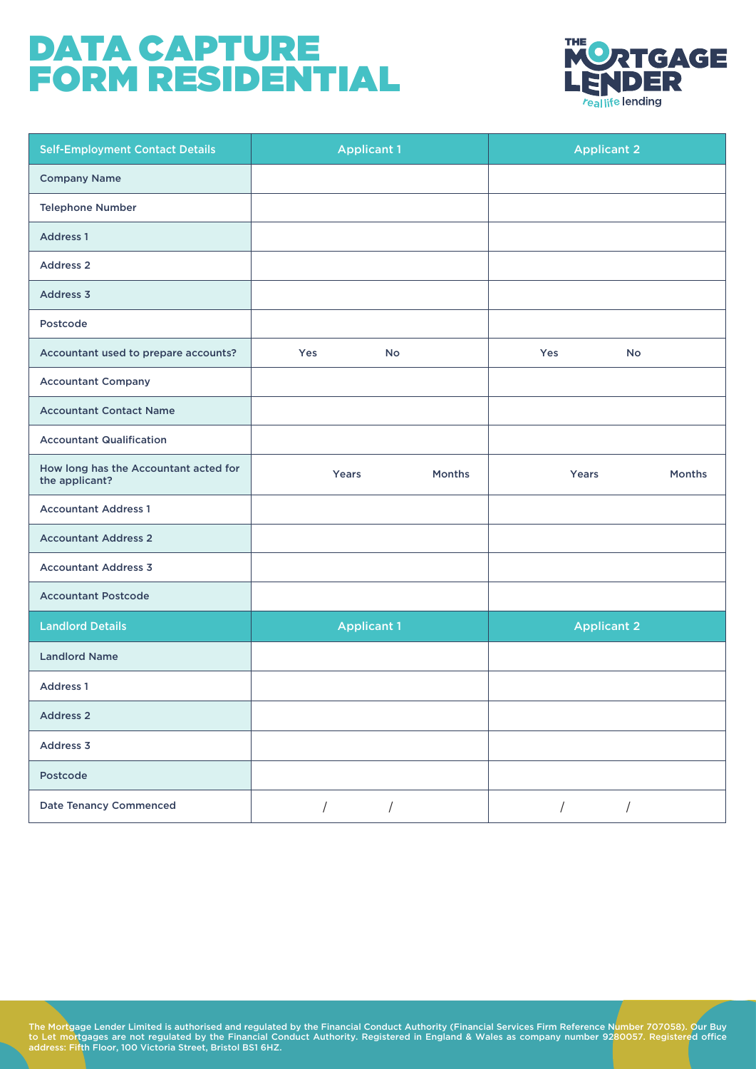# DATA CAPTURE FORM RESIDENTIAL

| Self-Employment Contact Details | Applicant 1 | | Applicant 2 | |
|---|---|---|---|---|
| Company Name | | | | |
| Telephone Number | | | | |
| Address 1 | | | | |
| Address 2 | | | | |
| Address 3 | | | | |
| Postcode | | | | |
| Accountant used to prepare accounts? | Yes | No | Yes | No |
| Accountant Company | | | | |
| Accountant Contact Name | | | | |
| Accountant Qualification | | | | |
| How long has the Accountant acted for the applicant? | Years | Months | Years | Months |
| Accountant Address 1 | | | | |
| Accountant Address 2 | | | | |
| Accountant Address 3 | | | | |
| Accountant Postcode | | | | |

| Landlord Details | Applicant 1 | Applicant 2 |
|---|---|---|
| Landlord Name | | |
| Address 1 | | |
| Address 2 | | |
| Address 3 | | |
| Postcode | | |
| Date Tenancy Commenced | / / | / / |

The Mortgage Lender Limited is authorised and regulated by the Financial Conduct Authority (Financial Services Firm Reference Number 707058). Our Buy to Let mortgages are not regulated by the Financial Conduct Authority. Registered in England & Wales as company number 9280057. Registered office address: Fifth Floor, 100 Victoria Street, Bristol BS1 6HZ.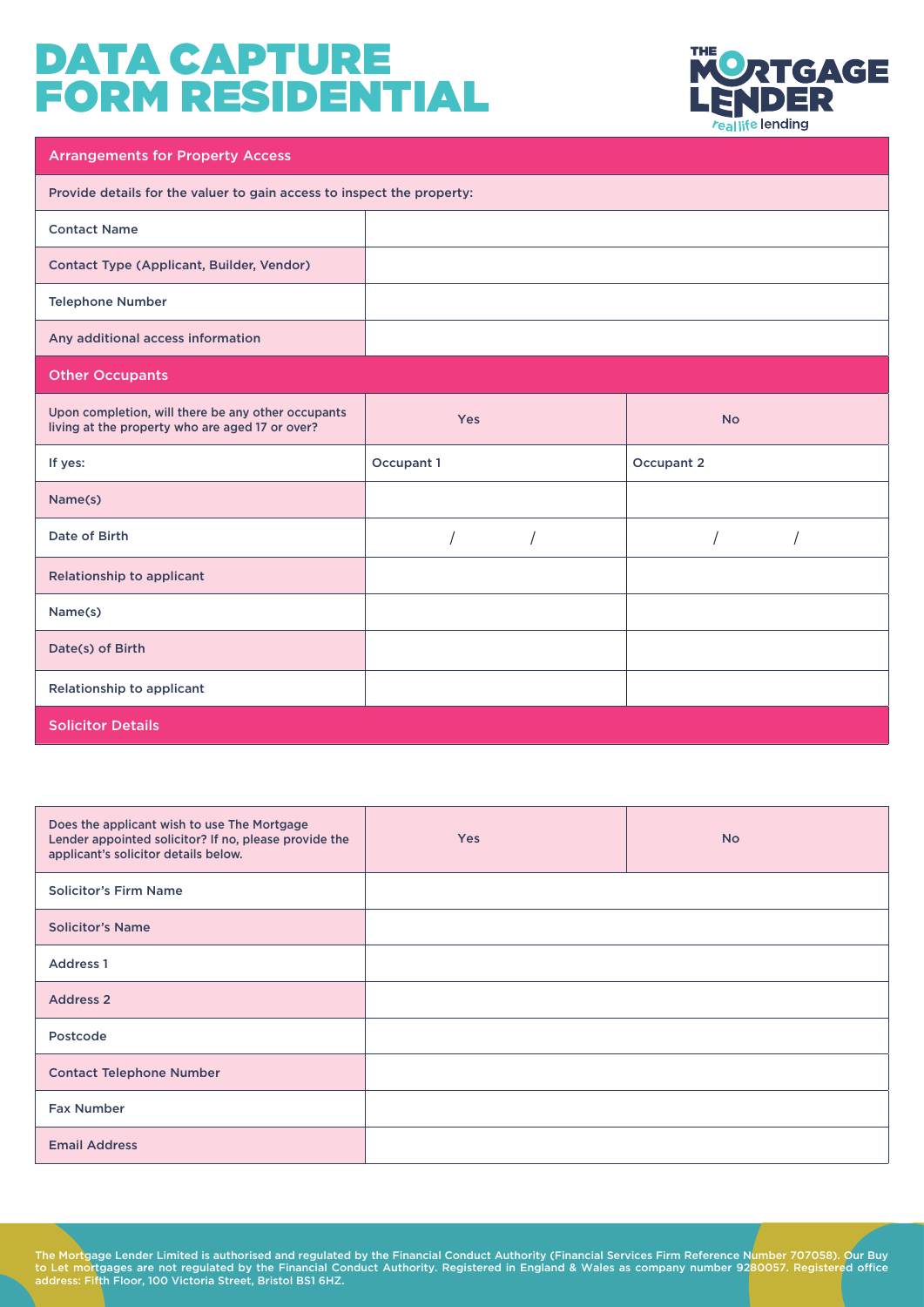# DATA CAPTURE FORM RESIDENTIAL

THE MORTGAGE LENDER
real life lending

| Arrangements for Property Access | |
|---|---|
| Provide details for the valuer to gain access to inspect the property: | |
| Contact Name | |
| Contact Type (Applicant, Builder, Vendor) | |
| Telephone Number | |
| Any additional access information | |

| Other Occupants | | |
|---|---|---|
| Upon completion, will there be any other occupants living at the property who are aged 17 or over? | Yes | No |
| If yes: | Occupant 1 | Occupant 2 |
| Name(s) | | |
| Date of Birth | / / | / / |
| Relationship to applicant | | |
| Name(s) | | |
| Date(s) of Birth | | |
| Relationship to applicant | | |

| Solicitor Details | | |
|---|---|---|
| Does the applicant wish to use The Mortgage Lender appointed solicitor? If no, please provide the applicant's solicitor details below. | Yes | No |
| Solicitor's Firm Name | | |
| Solicitor's Name | | |
| Address 1 | | |
| Address 2 | | |
| Postcode | | |
| Contact Telephone Number | | |
| Fax Number | | |
| Email Address | | |

The Mortgage Lender Limited is authorised and regulated by the Financial Conduct Authority (Financial Services Firm Reference Number 707058). Our Buy to Let mortgages are not regulated by the Financial Conduct Authority. Registered in England & Wales as company number 9280057. Registered office address: Fifth Floor, 100 Victoria Street, Bristol BS1 6HZ.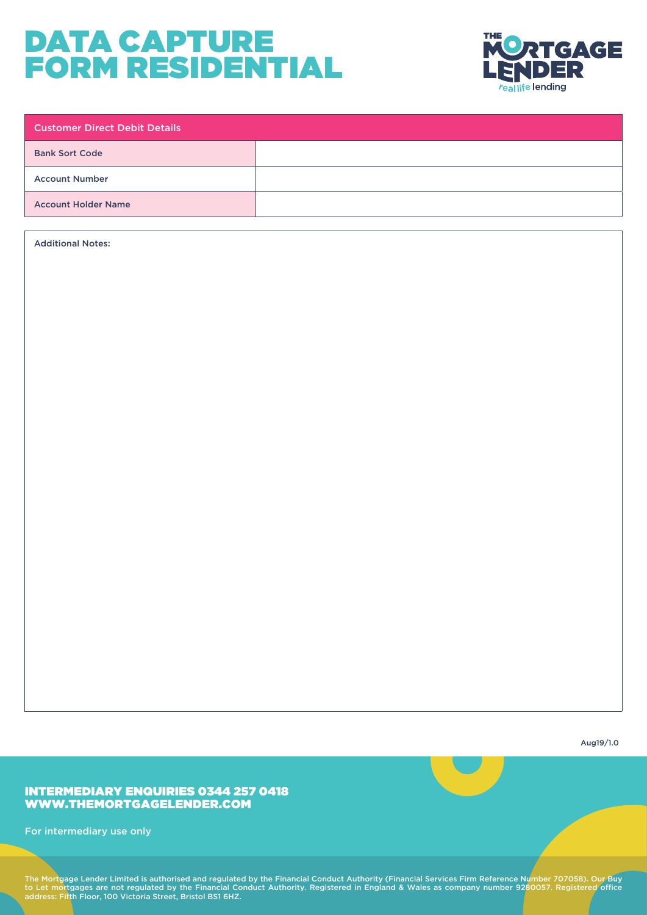# DATA CAPTURE FORM RESIDENTIAL

THE MORTGAGE LENDER
real life lending

| Customer Direct Debit Details | |
|---|---|
| Bank Sort Code | |
| Account Number | |
| Account Holder Name | |

Additional Notes:

Aug19/1.0

**INTERMEDIARY ENQUIRIES 0344 257 0418**
**WWW.THEMORTGAGELENDER.COM**

For intermediary use only

The Mortgage Lender Limited is authorised and regulated by the Financial Conduct Authority (Financial Services Firm Reference Number 707058). Our Buy to Let mortgages are not regulated by the Financial Conduct Authority. Registered in England & Wales as company number 9280057. Registered office address: Fifth Floor, 100 Victoria Street, Bristol BS1 6HZ.